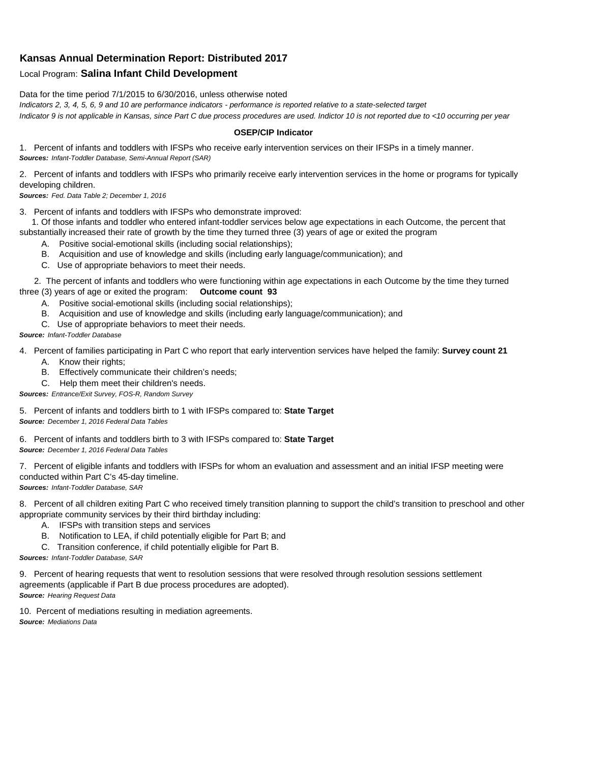## Kansas Annual Determination Report: Distributed 2017

Local Program: **Salina Infant Child Development**

Data for the time period 7/1/2015 to 6/30/2016, unless otherwise noted

*Indicators 2, 3, 4, 5, 6, 9 and 10 are performance indicators - performance is reported relative to a state-selected target*

*Indicator 9 is not applicable in Kansas, since Part C due process procedures are used. Indictor 10 is not reported due to <10 occurring per year*

**OSEP/CIP Indicator**

1. Percent of infants and toddlers with IFSPs who receive early intervention services on their IFSPs in a timely manner.
***Sources:*** *Infant-Toddler Database, Semi-Annual Report (SAR)*

2. Percent of infants and toddlers with IFSPs who primarily receive early intervention services in the home or programs for typically developing children.
***Sources:*** *Fed. Data Table 2; December 1, 2016*

3. Percent of infants and toddlers with IFSPs who demonstrate improved:

   1. Of those infants and toddler who entered infant-toddler services below age expectations in each Outcome, the percent that substantially increased their rate of growth by the time they turned three (3) years of age or exited the program
      A. Positive social-emotional skills (including social relationships);
      B. Acquisition and use of knowledge and skills (including early language/communication); and
      C. Use of appropriate behaviors to meet their needs.

   2. The percent of infants and toddlers who were functioning within age expectations in each Outcome by the time they turned three (3) years of age or exited the program: **Outcome count 93**
      A. Positive social-emotional skills (including social relationships);
      B. Acquisition and use of knowledge and skills (including early language/communication); and
      C. Use of appropriate behaviors to meet their needs.

***Source:*** *Infant-Toddler Database*

4. Percent of families participating in Part C who report that early intervention services have helped the family: **Survey count 21**
   A. Know their rights;
   B. Effectively communicate their children's needs;
   C. Help them meet their children's needs.
***Sources:*** *Entrance/Exit Survey, FOS-R, Random Survey*

5. Percent of infants and toddlers birth to 1 with IFSPs compared to: **State Target**
***Source:*** *December 1, 2016 Federal Data Tables*

6. Percent of infants and toddlers birth to 3 with IFSPs compared to: **State Target**
***Source:*** *December 1, 2016 Federal Data Tables*

7. Percent of eligible infants and toddlers with IFSPs for whom an evaluation and assessment and an initial IFSP meeting were conducted within Part C's 45-day timeline.
***Sources:*** *Infant-Toddler Database, SAR*

8. Percent of all children exiting Part C who received timely transition planning to support the child's transition to preschool and other appropriate community services by their third birthday including:
   A. IFSPs with transition steps and services
   B. Notification to LEA, if child potentially eligible for Part B; and
   C. Transition conference, if child potentially eligible for Part B.
***Sources:*** *Infant-Toddler Database, SAR*

9. Percent of hearing requests that went to resolution sessions that were resolved through resolution sessions settlement agreements (applicable if Part B due process procedures are adopted).
***Source:*** *Hearing Request Data*

10. Percent of mediations resulting in mediation agreements.
***Source:*** *Mediations Data*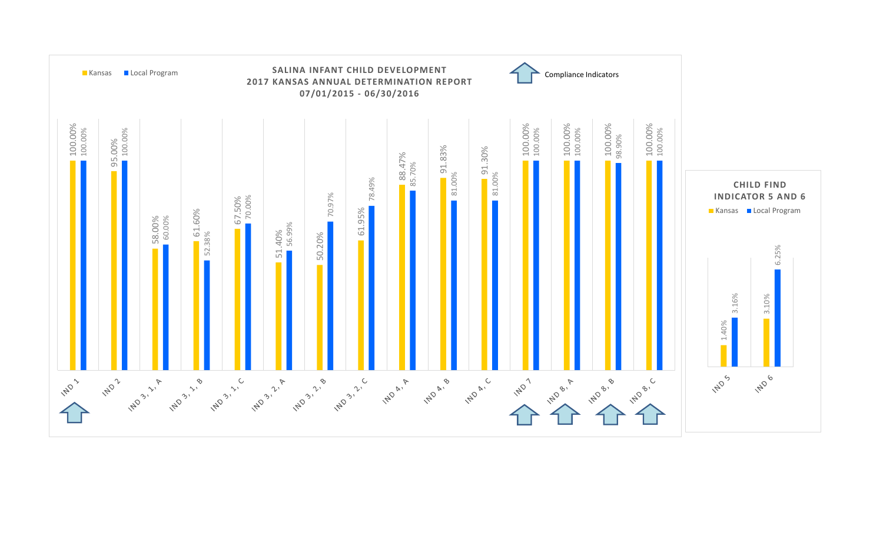Kansas Local Program

**SALINA INFANT CHILD DEVELOPMENT**
**2017 KANSAS ANNUAL DETERMINATION REPORT**
**07/01/2015 - 06/30/2016**

Compliance Indicators

IND 1: 100.00% 100.00%
IND 2: 95.00% 100.00%
IND 3, 1, A: 58.00% 60.00%
IND 3, 1, B: 61.60% 52.38%
IND 3, 1, C: 67.50% 70.00%
IND 3, 2, A: 51.40% 56.99%
IND 3, 2, B: 50.20% 70.97%
IND 3, 2, C: 61.95% 78.49%
IND 4, A: 88.47% 85.70%
IND 4, B: 91.83% 81.00%
IND 4, C: 91.30% 81.00%
IND 7: 100.00% 100.00%
IND 8, A: 100.00% 100.00%
IND 8, B: 100.00% 98.90%
IND 8, C: 100.00% 100.00%

**CHILD FIND**
**INDICATOR 5 AND 6**

Kansas Local Program

IND 5: 1.40% 3.16%
IND 6: 3.10% 6.25%